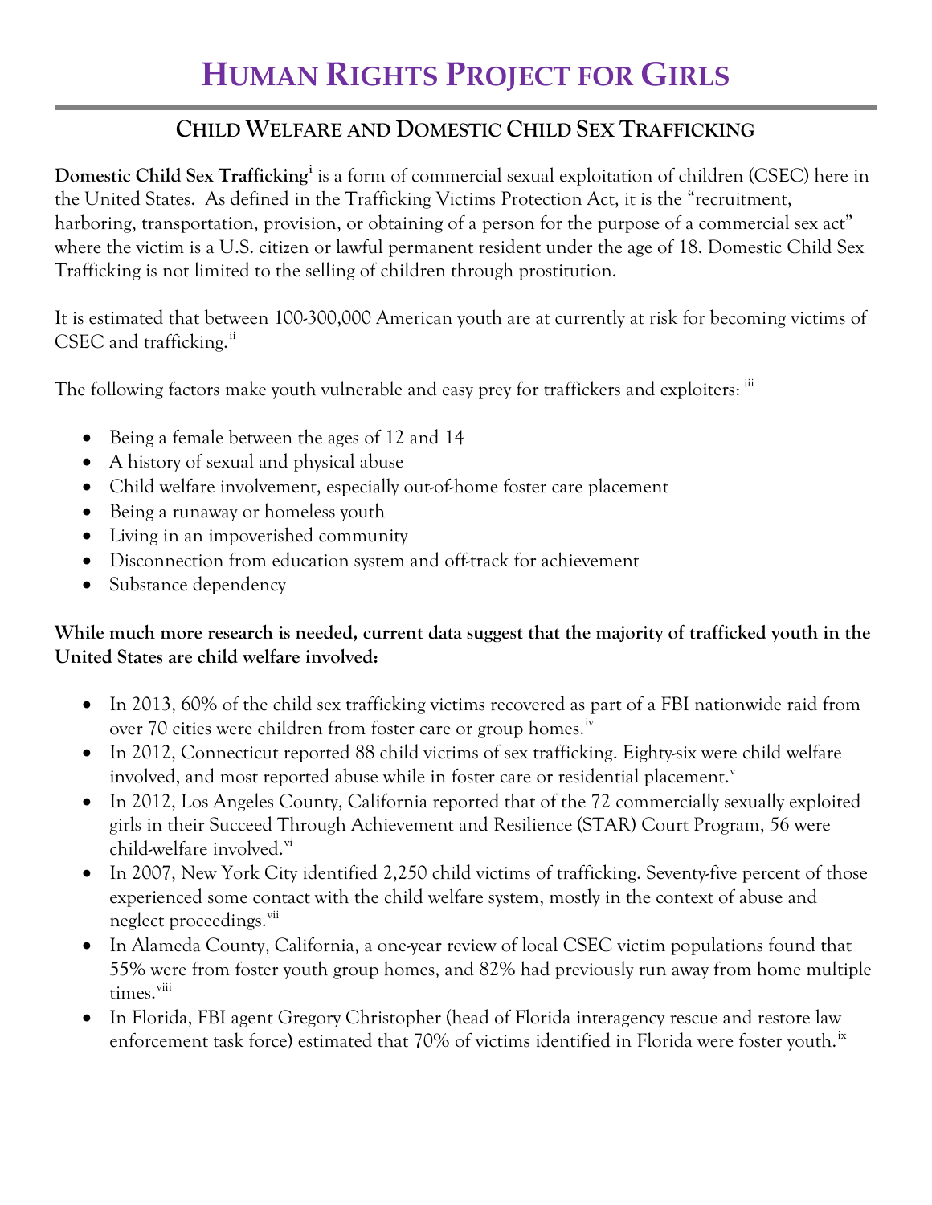# HUMAN RIGHTS PROJECT FOR GIRLS

## CHILD WELFARE AND DOMESTIC CHILD SEX TRAFFICKING

**Domestic Child Sex Trafficking**[i] is a form of commercial sexual exploitation of children (CSEC) here in the United States. As defined in the Trafficking Victims Protection Act, it is the "recruitment, harboring, transportation, provision, or obtaining of a person for the purpose of a commercial sex act" where the victim is a U.S. citizen or lawful permanent resident under the age of 18. Domestic Child Sex Trafficking is not limited to the selling of children through prostitution.

It is estimated that between 100-300,000 American youth are at currently at risk for becoming victims of CSEC and trafficking.[ii]

The following factors make youth vulnerable and easy prey for traffickers and exploiters: [iii]

- Being a female between the ages of 12 and 14
- A history of sexual and physical abuse
- Child welfare involvement, especially out-of-home foster care placement
- Being a runaway or homeless youth
- Living in an impoverished community
- Disconnection from education system and off-track for achievement
- Substance dependency

**While much more research is needed, current data suggest that the majority of trafficked youth in the United States are child welfare involved:**

- In 2013, 60% of the child sex trafficking victims recovered as part of a FBI nationwide raid from over 70 cities were children from foster care or group homes.[iv]
- In 2012, Connecticut reported 88 child victims of sex trafficking. Eighty-six were child welfare involved, and most reported abuse while in foster care or residential placement.[v]
- In 2012, Los Angeles County, California reported that of the 72 commercially sexually exploited girls in their Succeed Through Achievement and Resilience (STAR) Court Program, 56 were child-welfare involved.[vi]
- In 2007, New York City identified 2,250 child victims of trafficking. Seventy-five percent of those experienced some contact with the child welfare system, mostly in the context of abuse and neglect proceedings.[vii]
- In Alameda County, California, a one-year review of local CSEC victim populations found that 55% were from foster youth group homes, and 82% had previously run away from home multiple times.[viii]
- In Florida, FBI agent Gregory Christopher (head of Florida interagency rescue and restore law enforcement task force) estimated that 70% of victims identified in Florida were foster youth.[ix]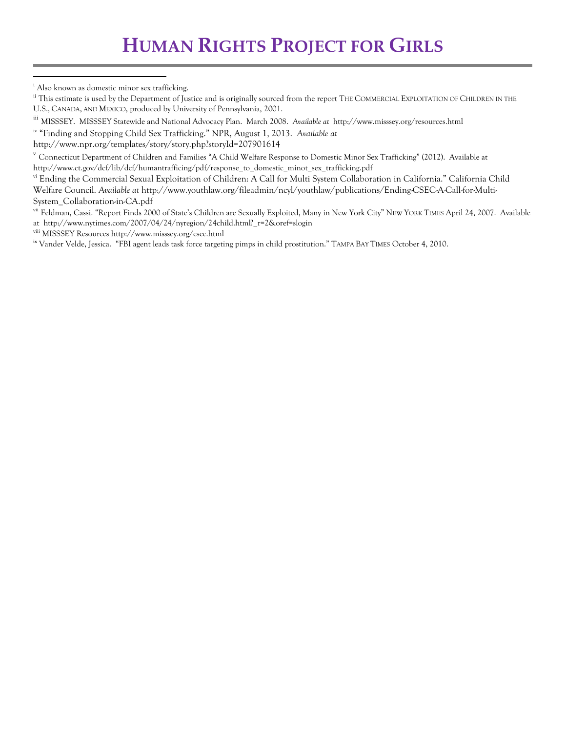[i] Also known as domestic minor sex trafficking.

[ii] This estimate is used by the Department of Justice and is originally sourced from the report THE COMMERCIAL EXPLOITATION OF CHILDREN IN THE U.S., CANADA, AND MEXICO, produced by University of Pennsylvania, 2001.

[iii] MISSSEY. MISSSEY Statewide and National Advocacy Plan. March 2008. *Available at* http://www.misssey.org/resources.html

[iv] "Finding and Stopping Child Sex Trafficking." NPR, August 1, 2013. *Available at* http://www.npr.org/templates/story/story.php?storyId=207901614

[v] Connecticut Department of Children and Families "A Child Welfare Response to Domestic Minor Sex Trafficking" (2012). Available at http://www.ct.gov/dcf/lib/dcf/humantrafficing/pdf/response_to_domestic_minot_sex_trafficking.pdf

[vi] Ending the Commercial Sexual Exploitation of Children: A Call for Multi System Collaboration in California." California Child Welfare Council. *Available at* http://www.youthlaw.org/fileadmin/ncyl/youthlaw/publications/Ending-CSEC-A-Call-for-Multi-System_Collaboration-in-CA.pdf

[vii] Feldman, Cassi. "Report Finds 2000 of State's Children are Sexually Exploited, Many in New York City" NEW YORK TIMES April 24, 2007. Available at http://www.nytimes.com/2007/04/24/nyregion/24child.html?_r=2&oref=slogin

[viii] MISSSEY Resources http://www.misssey.org/csec.html

[ix] Vander Velde, Jessica. "FBI agent leads task force targeting pimps in child prostitution." TAMPA BAY TIMES October 4, 2010.